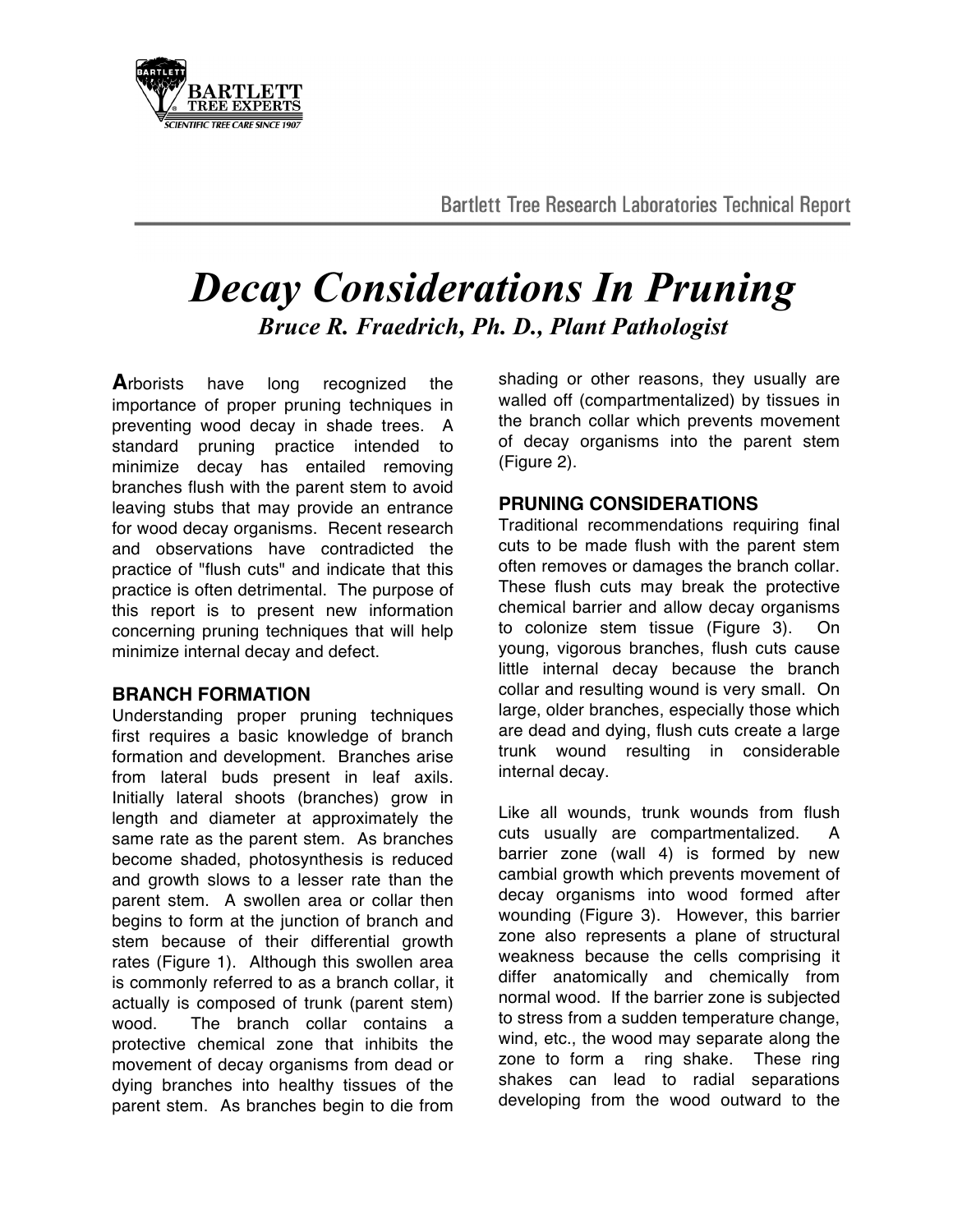Bartlett Tree Research Laboratories Technical Report

# *Decay Considerations In Pruning*

***Bruce R. Fraedrich, Ph. D., Plant Pathologist***

Arborists have long recognized the importance of proper pruning techniques in preventing wood decay in shade trees. A standard pruning practice intended to minimize decay has entailed removing branches flush with the parent stem to avoid leaving stubs that may provide an entrance for wood decay organisms. Recent research and observations have contradicted the practice of "flush cuts" and indicate that this practice is often detrimental. The purpose of this report is to present new information concerning pruning techniques that will help minimize internal decay and defect.

## BRANCH FORMATION

Understanding proper pruning techniques first requires a basic knowledge of branch formation and development. Branches arise from lateral buds present in leaf axils. Initially lateral shoots (branches) grow in length and diameter at approximately the same rate as the parent stem. As branches become shaded, photosynthesis is reduced and growth slows to a lesser rate than the parent stem. A swollen area or collar then begins to form at the junction of branch and stem because of their differential growth rates (Figure 1). Although this swollen area is commonly referred to as a branch collar, it actually is composed of trunk (parent stem) wood. The branch collar contains a protective chemical zone that inhibits the movement of decay organisms from dead or dying branches into healthy tissues of the parent stem. As branches begin to die from shading or other reasons, they usually are walled off (compartmentalized) by tissues in the branch collar which prevents movement of decay organisms into the parent stem (Figure 2).

## PRUNING CONSIDERATIONS

Traditional recommendations requiring final cuts to be made flush with the parent stem often removes or damages the branch collar. These flush cuts may break the protective chemical barrier and allow decay organisms to colonize stem tissue (Figure 3). On young, vigorous branches, flush cuts cause little internal decay because the branch collar and resulting wound is very small. On large, older branches, especially those which are dead and dying, flush cuts create a large trunk wound resulting in considerable internal decay.

Like all wounds, trunk wounds from flush cuts usually are compartmentalized. A barrier zone (wall 4) is formed by new cambial growth which prevents movement of decay organisms into wood formed after wounding (Figure 3). However, this barrier zone also represents a plane of structural weakness because the cells comprising it differ anatomically and chemically from normal wood. If the barrier zone is subjected to stress from a sudden temperature change, wind, etc., the wood may separate along the zone to form a ring shake. These ring shakes can lead to radial separations developing from the wood outward to the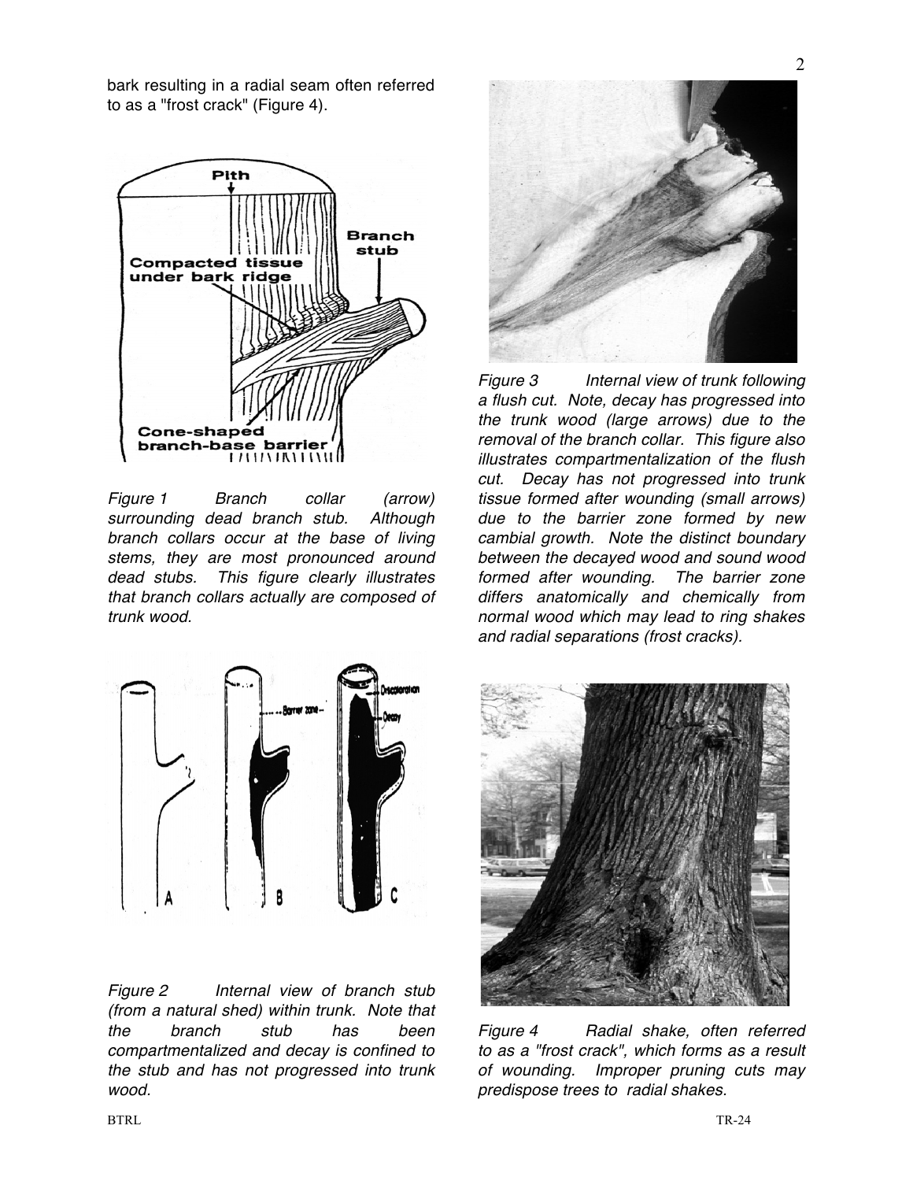bark resulting in a radial seam often referred to as a "frost crack" (Figure 4).

*Figure 1 Branch collar (arrow) surrounding dead branch stub. Although branch collars occur at the base of living stems, they are most pronounced around dead stubs. This figure clearly illustrates that branch collars actually are composed of trunk wood.*

*Figure 2 Internal view of branch stub (from a natural shed) within trunk. Note that the branch stub has been compartmentalized and decay is confined to the stub and has not progressed into trunk wood.*

*Figure 3 Internal view of trunk following a flush cut. Note, decay has progressed into the trunk wood (large arrows) due to the removal of the branch collar. This figure also illustrates compartmentalization of the flush cut. Decay has not progressed into trunk tissue formed after wounding (small arrows) due to the barrier zone formed by new cambial growth. Note the distinct boundary between the decayed wood and sound wood formed after wounding. The barrier zone differs anatomically and chemically from normal wood which may lead to ring shakes and radial separations (frost cracks).*

*Figure 4 Radial shake, often referred to as a "frost crack", which forms as a result of wounding. Improper pruning cuts may predispose trees to radial shakes.*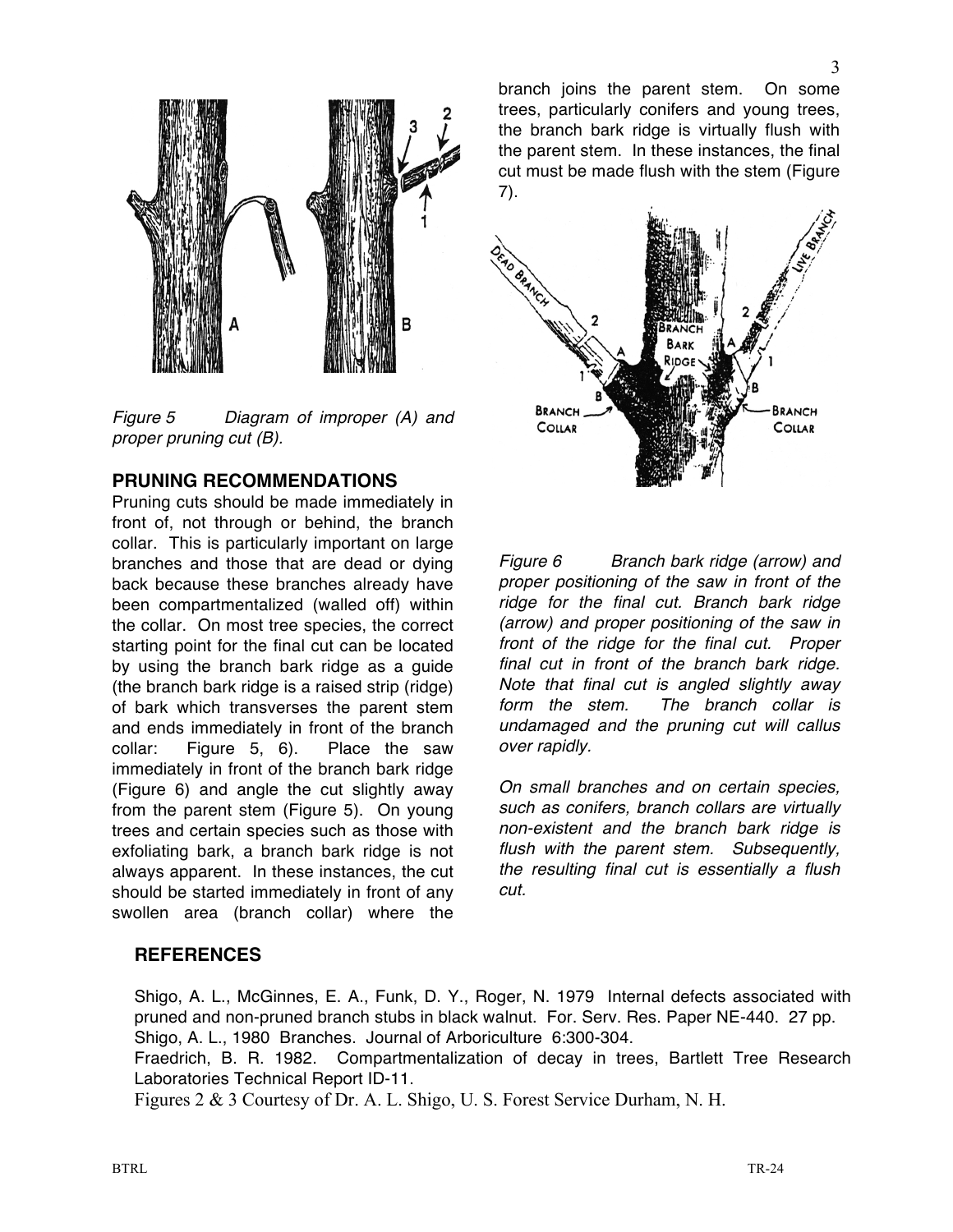Figure 5 Diagram of improper (A) and proper pruning cut (B).

## PRUNING RECOMMENDATIONS

Pruning cuts should be made immediately in front of, not through or behind, the branch collar. This is particularly important on large branches and those that are dead or dying back because these branches already have been compartmentalized (walled off) within the collar. On most tree species, the correct starting point for the final cut can be located by using the branch bark ridge as a guide (the branch bark ridge is a raised strip (ridge) of bark which transverses the parent stem and ends immediately in front of the branch collar: Figure 5, 6). Place the saw immediately in front of the branch bark ridge (Figure 6) and angle the cut slightly away from the parent stem (Figure 5). On young trees and certain species such as those with exfoliating bark, a branch bark ridge is not always apparent. In these instances, the cut should be started immediately in front of any swollen area (branch collar) where the branch joins the parent stem. On some trees, particularly conifers and young trees, the branch bark ridge is virtually flush with the parent stem. In these instances, the final cut must be made flush with the stem (Figure 7).

*Figure 6 Branch bark ridge (arrow) and proper positioning of the saw in front of the ridge for the final cut. Branch bark ridge (arrow) and proper positioning of the saw in front of the ridge for the final cut. Proper final cut in front of the branch bark ridge. Note that final cut is angled slightly away form the stem. The branch collar is undamaged and the pruning cut will callus over rapidly.*

*On small branches and on certain species, such as conifers, branch collars are virtually non-existent and the branch bark ridge is flush with the parent stem. Subsequently, the resulting final cut is essentially a flush cut.*

## REFERENCES

Shigo, A. L., McGinnes, E. A., Funk, D. Y., Roger, N. 1979 Internal defects associated with pruned and non-pruned branch stubs in black walnut. For. Serv. Res. Paper NE-440. 27 pp.

Shigo, A. L., 1980 Branches. Journal of Arboriculture 6:300-304.

Fraedrich, B. R. 1982. Compartmentalization of decay in trees, Bartlett Tree Research Laboratories Technical Report ID-11.

Figures 2 & 3 Courtesy of Dr. A. L. Shigo, U. S. Forest Service Durham, N. H.